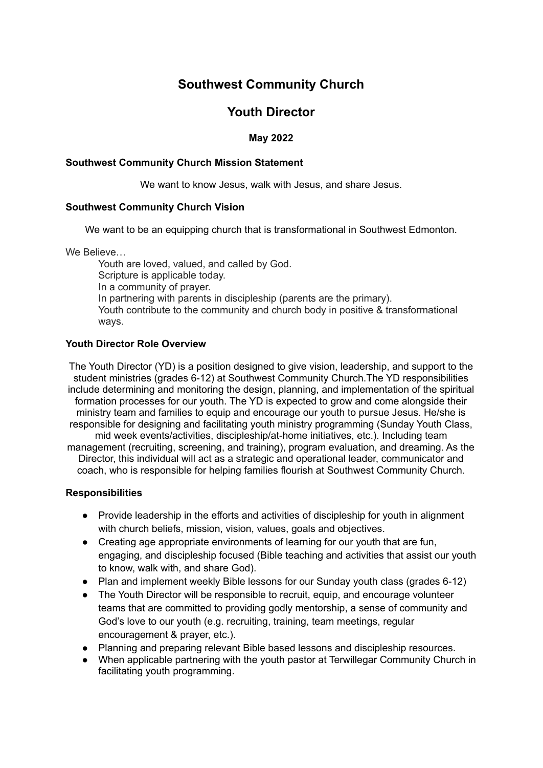# Southwest Community Church

## Youth Director

### May 2022

**Southwest Community Church Mission Statement**

We want to know Jesus, walk with Jesus, and share Jesus.

**Southwest Community Church Vision**

We want to be an equipping church that is transformational in Southwest Edmonton.

We Believe…

Youth are loved, valued, and called by God.
Scripture is applicable today.
In a community of prayer.
In partnering with parents in discipleship (parents are the primary).
Youth contribute to the community and church body in positive & transformational ways.

**Youth Director Role Overview**

The Youth Director (YD) is a position designed to give vision, leadership, and support to the student ministries (grades 6-12) at Southwest Community Church.The YD responsibilities include determining and monitoring the design, planning, and implementation of the spiritual formation processes for our youth. The YD is expected to grow and come alongside their ministry team and families to equip and encourage our youth to pursue Jesus. He/she is responsible for designing and facilitating youth ministry programming (Sunday Youth Class, mid week events/activities, discipleship/at-home initiatives, etc.). Including team management (recruiting, screening, and training), program evaluation, and dreaming. As the Director, this individual will act as a strategic and operational leader, communicator and coach, who is responsible for helping families flourish at Southwest Community Church.

**Responsibilities**

- Provide leadership in the efforts and activities of discipleship for youth in alignment with church beliefs, mission, vision, values, goals and objectives.
- Creating age appropriate environments of learning for our youth that are fun, engaging, and discipleship focused (Bible teaching and activities that assist our youth to know, walk with, and share God).
- Plan and implement weekly Bible lessons for our Sunday youth class (grades 6-12)
- The Youth Director will be responsible to recruit, equip, and encourage volunteer teams that are committed to providing godly mentorship, a sense of community and God's love to our youth (e.g. recruiting, training, team meetings, regular encouragement & prayer, etc.).
- Planning and preparing relevant Bible based lessons and discipleship resources.
- When applicable partnering with the youth pastor at Terwillegar Community Church in facilitating youth programming.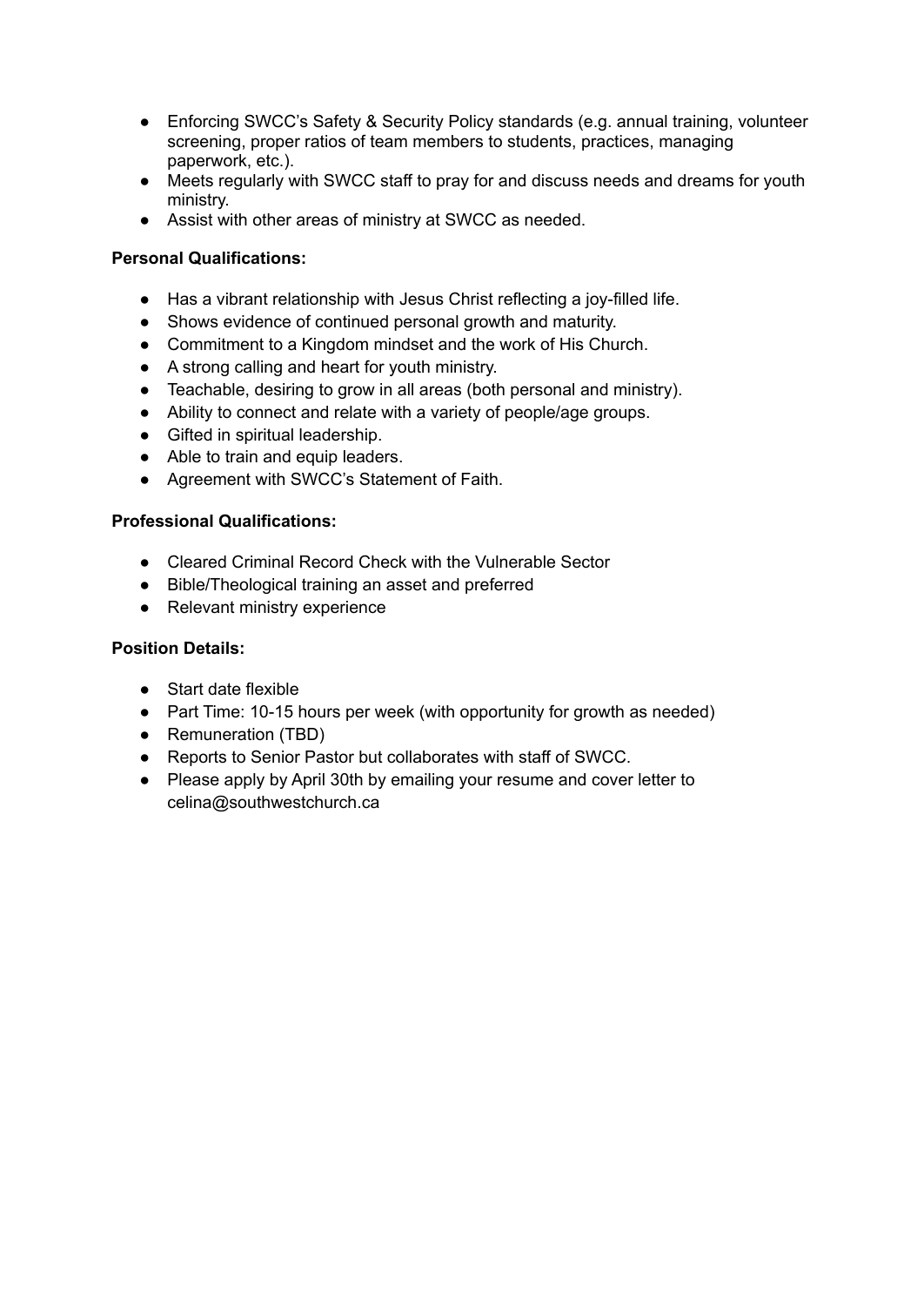- Enforcing SWCC's Safety & Security Policy standards (e.g. annual training, volunteer screening, proper ratios of team members to students, practices, managing paperwork, etc.).
- Meets regularly with SWCC staff to pray for and discuss needs and dreams for youth ministry.
- Assist with other areas of ministry at SWCC as needed.

**Personal Qualifications:**

- Has a vibrant relationship with Jesus Christ reflecting a joy-filled life.
- Shows evidence of continued personal growth and maturity.
- Commitment to a Kingdom mindset and the work of His Church.
- A strong calling and heart for youth ministry.
- Teachable, desiring to grow in all areas (both personal and ministry).
- Ability to connect and relate with a variety of people/age groups.
- Gifted in spiritual leadership.
- Able to train and equip leaders.
- Agreement with SWCC's Statement of Faith.

**Professional Qualifications:**

- Cleared Criminal Record Check with the Vulnerable Sector
- Bible/Theological training an asset and preferred
- Relevant ministry experience

**Position Details:**

- Start date flexible
- Part Time: 10-15 hours per week (with opportunity for growth as needed)
- Remuneration (TBD)
- Reports to Senior Pastor but collaborates with staff of SWCC.
- Please apply by April 30th by emailing your resume and cover letter to celina@southwestchurch.ca